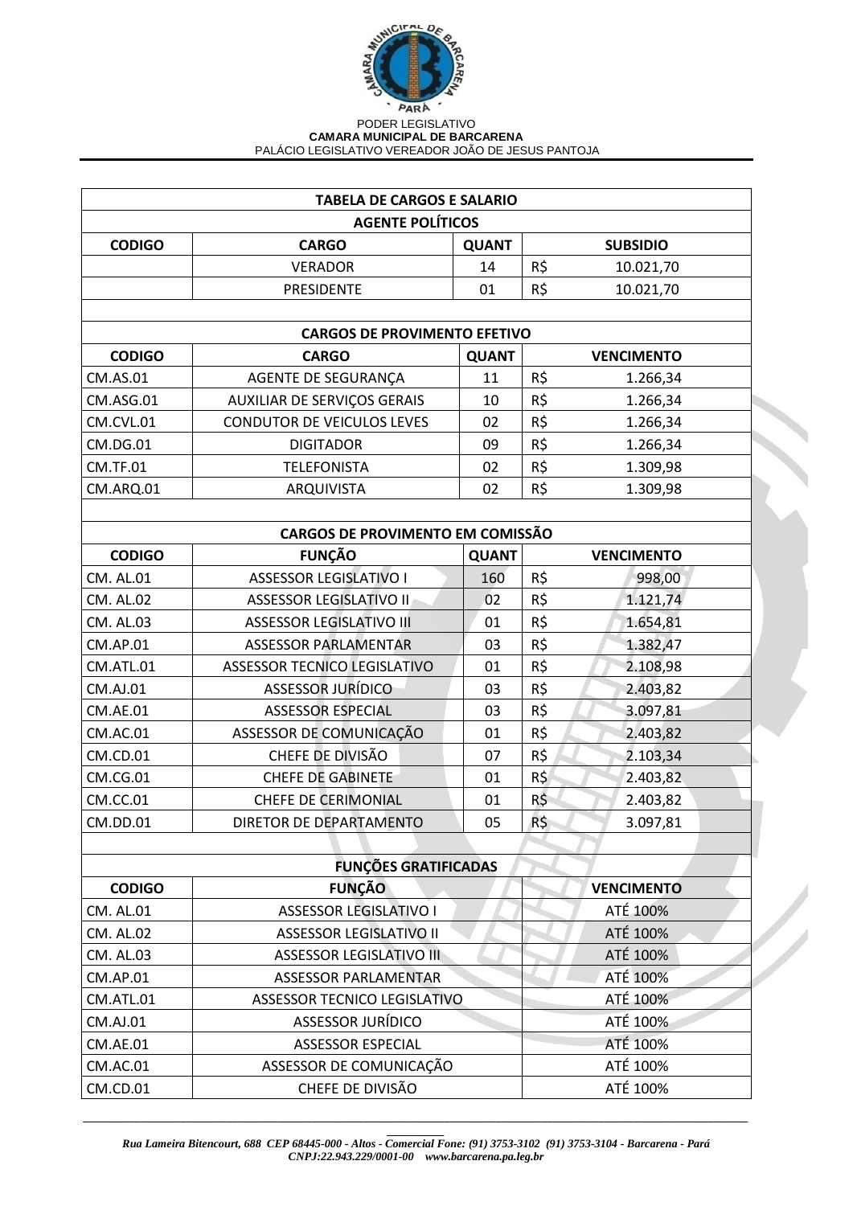PODER LEGISLATIVO
**CAMARA MUNICIPAL DE BARCARENA**
PALÁCIO LEGISLATIVO VEREADOR JOÃO DE JESUS PANTOJA

## TABELA DE CARGOS E SALARIO

### AGENTE POLÍTICOS

| CODIGO | CARGO | QUANT | SUBSIDIO |
|---|---|---|---|
| | VERADOR | 14 | R$ 10.021,70 |
| | PRESIDENTE | 01 | R$ 10.021,70 |

### CARGOS DE PROVIMENTO EFETIVO

| CODIGO | CARGO | QUANT | VENCIMENTO |
|---|---|---|---|
| CM.AS.01 | AGENTE DE SEGURANÇA | 11 | R$ 1.266,34 |
| CM.ASG.01 | AUXILIAR DE SERVIÇOS GERAIS | 10 | R$ 1.266,34 |
| CM.CVL.01 | CONDUTOR DE VEICULOS LEVES | 02 | R$ 1.266,34 |
| CM.DG.01 | DIGITADOR | 09 | R$ 1.266,34 |
| CM.TF.01 | TELEFONISTA | 02 | R$ 1.309,98 |
| CM.ARQ.01 | ARQUIVISTA | 02 | R$ 1.309,98 |

### CARGOS DE PROVIMENTO EM COMISSÃO

| CODIGO | FUNÇÃO | QUANT | VENCIMENTO |
|---|---|---|---|
| CM. AL.01 | ASSESSOR LEGISLATIVO I | 160 | R$ 998,00 |
| CM. AL.02 | ASSESSOR LEGISLATIVO II | 02 | R$ 1.121,74 |
| CM. AL.03 | ASSESSOR LEGISLATIVO III | 01 | R$ 1.654,81 |
| CM.AP.01 | ASSESSOR PARLAMENTAR | 03 | R$ 1.382,47 |
| CM.ATL.01 | ASSESSOR TECNICO LEGISLATIVO | 01 | R$ 2.108,98 |
| CM.AJ.01 | ASSESSOR JURÍDICO | 03 | R$ 2.403,82 |
| CM.AE.01 | ASSESSOR ESPECIAL | 03 | R$ 3.097,81 |
| CM.AC.01 | ASSESSOR DE COMUNICAÇÃO | 01 | R$ 2.403,82 |
| CM.CD.01 | CHEFE DE DIVISÃO | 07 | R$ 2.103,34 |
| CM.CG.01 | CHEFE DE GABINETE | 01 | R$ 2.403,82 |
| CM.CC.01 | CHEFE DE CERIMONIAL | 01 | R$ 2.403,82 |
| CM.DD.01 | DIRETOR DE DEPARTAMENTO | 05 | R$ 3.097,81 |

### FUNÇÕES GRATIFICADAS

| CODIGO | FUNÇÃO | VENCIMENTO |
|---|---|---|
| CM. AL.01 | ASSESSOR LEGISLATIVO I | ATÉ 100% |
| CM. AL.02 | ASSESSOR LEGISLATIVO II | ATÉ 100% |
| CM. AL.03 | ASSESSOR LEGISLATIVO III | ATÉ 100% |
| CM.AP.01 | ASSESSOR PARLAMENTAR | ATÉ 100% |
| CM.ATL.01 | ASSESSOR TECNICO LEGISLATIVO | ATÉ 100% |
| CM.AJ.01 | ASSESSOR JURÍDICO | ATÉ 100% |
| CM.AE.01 | ASSESSOR ESPECIAL | ATÉ 100% |
| CM.AC.01 | ASSESSOR DE COMUNICAÇÃO | ATÉ 100% |
| CM.CD.01 | CHEFE DE DIVISÃO | ATÉ 100% |

*Rua Lameira Bitencourt, 688 CEP 68445-000 - Altos - Comercial Fone: (91) 3753-3102 (91) 3753-3104 - Barcarena - Pará*
*CNPJ:22.943.229/0001-00 www.barcarena.pa.leg.br*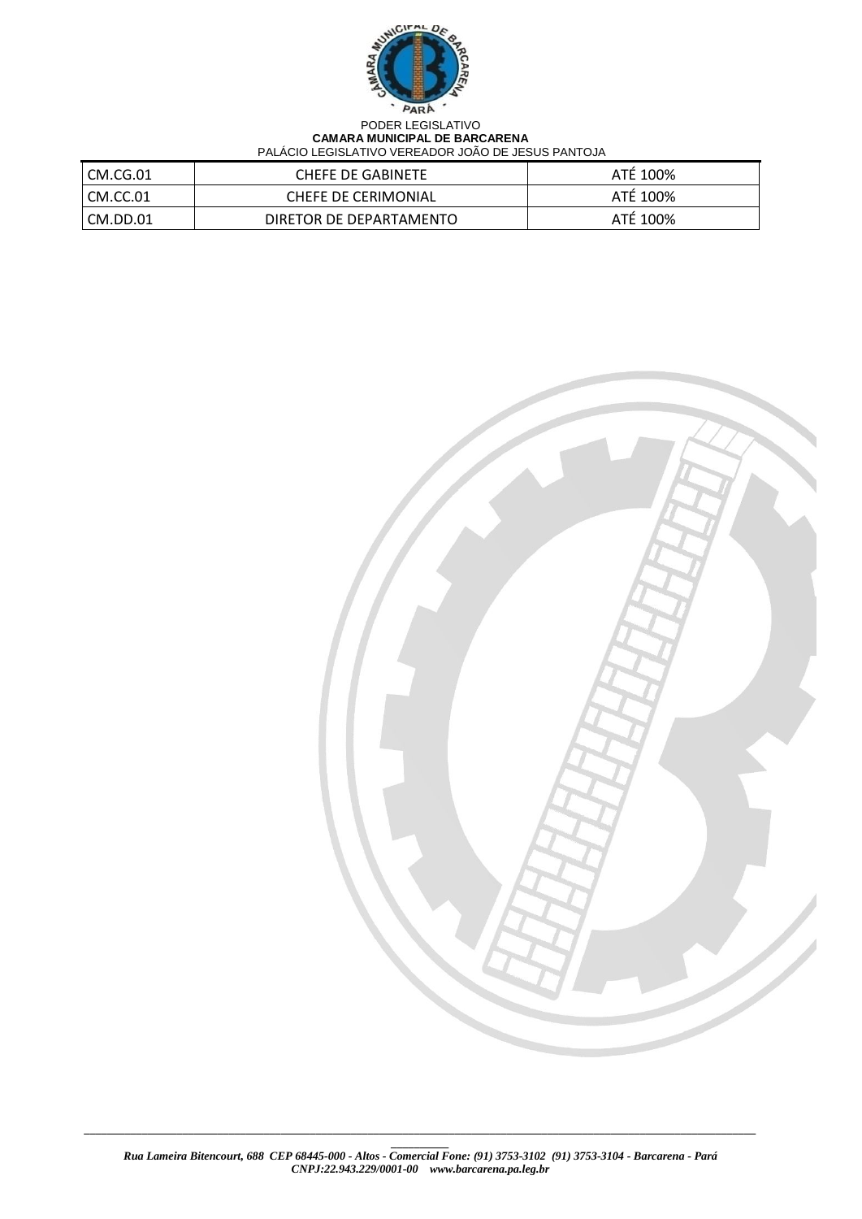| | | |
|---|---|---|
| CM.CG.01 | CHEFE DE GABINETE | ATÉ 100% |
| CM.CC.01 | CHEFE DE CERIMONIAL | ATÉ 100% |
| CM.DD.01 | DIRETOR DE DEPARTAMENTO | ATÉ 100% |